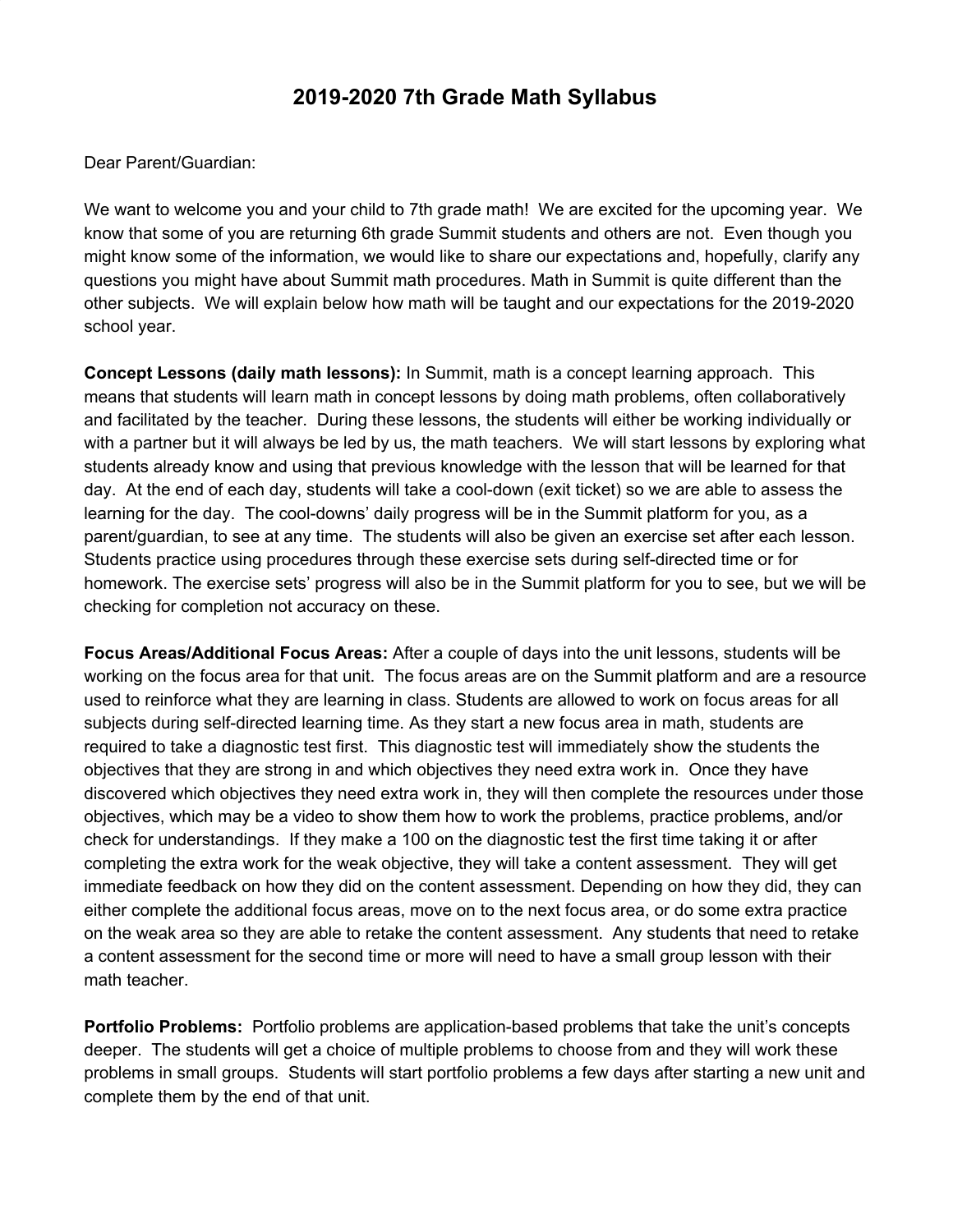# 2019-2020 7th Grade Math Syllabus

Dear Parent/Guardian:

We want to welcome you and your child to 7th grade math! We are excited for the upcoming year. We know that some of you are returning 6th grade Summit students and others are not. Even though you might know some of the information, we would like to share our expectations and, hopefully, clarify any questions you might have about Summit math procedures. Math in Summit is quite different than the other subjects. We will explain below how math will be taught and our expectations for the 2019-2020 school year.

**Concept Lessons (daily math lessons):** In Summit, math is a concept learning approach. This means that students will learn math in concept lessons by doing math problems, often collaboratively and facilitated by the teacher. During these lessons, the students will either be working individually or with a partner but it will always be led by us, the math teachers. We will start lessons by exploring what students already know and using that previous knowledge with the lesson that will be learned for that day. At the end of each day, students will take a cool-down (exit ticket) so we are able to assess the learning for the day. The cool-downs' daily progress will be in the Summit platform for you, as a parent/guardian, to see at any time. The students will also be given an exercise set after each lesson. Students practice using procedures through these exercise sets during self-directed time or for homework. The exercise sets' progress will also be in the Summit platform for you to see, but we will be checking for completion not accuracy on these.

**Focus Areas/Additional Focus Areas:** After a couple of days into the unit lessons, students will be working on the focus area for that unit. The focus areas are on the Summit platform and are a resource used to reinforce what they are learning in class. Students are allowed to work on focus areas for all subjects during self-directed learning time. As they start a new focus area in math, students are required to take a diagnostic test first. This diagnostic test will immediately show the students the objectives that they are strong in and which objectives they need extra work in. Once they have discovered which objectives they need extra work in, they will then complete the resources under those objectives, which may be a video to show them how to work the problems, practice problems, and/or check for understandings. If they make a 100 on the diagnostic test the first time taking it or after completing the extra work for the weak objective, they will take a content assessment. They will get immediate feedback on how they did on the content assessment. Depending on how they did, they can either complete the additional focus areas, move on to the next focus area, or do some extra practice on the weak area so they are able to retake the content assessment. Any students that need to retake a content assessment for the second time or more will need to have a small group lesson with their math teacher.

**Portfolio Problems:** Portfolio problems are application-based problems that take the unit's concepts deeper. The students will get a choice of multiple problems to choose from and they will work these problems in small groups. Students will start portfolio problems a few days after starting a new unit and complete them by the end of that unit.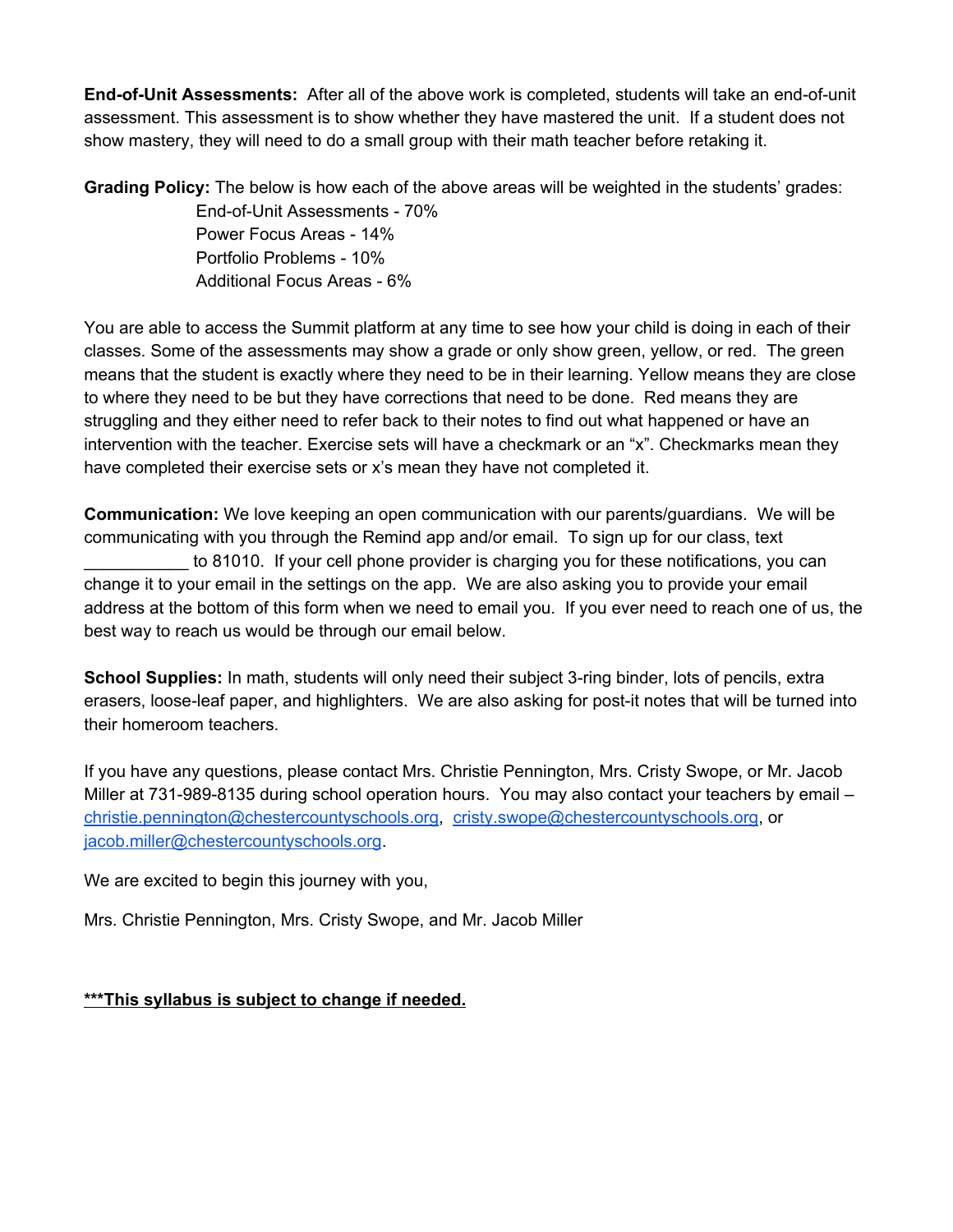**End-of-Unit Assessments:** After all of the above work is completed, students will take an end-of-unit assessment. This assessment is to show whether they have mastered the unit. If a student does not show mastery, they will need to do a small group with their math teacher before retaking it.

**Grading Policy:** The below is how each of the above areas will be weighted in the students' grades:

End-of-Unit Assessments - 70%
Power Focus Areas - 14%
Portfolio Problems - 10%
Additional Focus Areas - 6%

You are able to access the Summit platform at any time to see how your child is doing in each of their classes. Some of the assessments may show a grade or only show green, yellow, or red. The green means that the student is exactly where they need to be in their learning. Yellow means they are close to where they need to be but they have corrections that need to be done. Red means they are struggling and they either need to refer back to their notes to find out what happened or have an intervention with the teacher. Exercise sets will have a checkmark or an "x". Checkmarks mean they have completed their exercise sets or x's mean they have not completed it.

**Communication:** We love keeping an open communication with our parents/guardians. We will be communicating with you through the Remind app and/or email. To sign up for our class, text ___________ to 81010. If your cell phone provider is charging you for these notifications, you can change it to your email in the settings on the app. We are also asking you to provide your email address at the bottom of this form when we need to email you. If you ever need to reach one of us, the best way to reach us would be through our email below.

**School Supplies:** In math, students will only need their subject 3-ring binder, lots of pencils, extra erasers, loose-leaf paper, and highlighters. We are also asking for post-it notes that will be turned into their homeroom teachers.

If you have any questions, please contact Mrs. Christie Pennington, Mrs. Cristy Swope, or Mr. Jacob Miller at 731-989-8135 during school operation hours. You may also contact your teachers by email – christie.pennington@chestercountyschools.org, cristy.swope@chestercountyschools.org, or jacob.miller@chestercountyschools.org.

We are excited to begin this journey with you,

Mrs. Christie Pennington, Mrs. Cristy Swope, and Mr. Jacob Miller

***<u>**This syllabus is subject to change if needed.**</u>**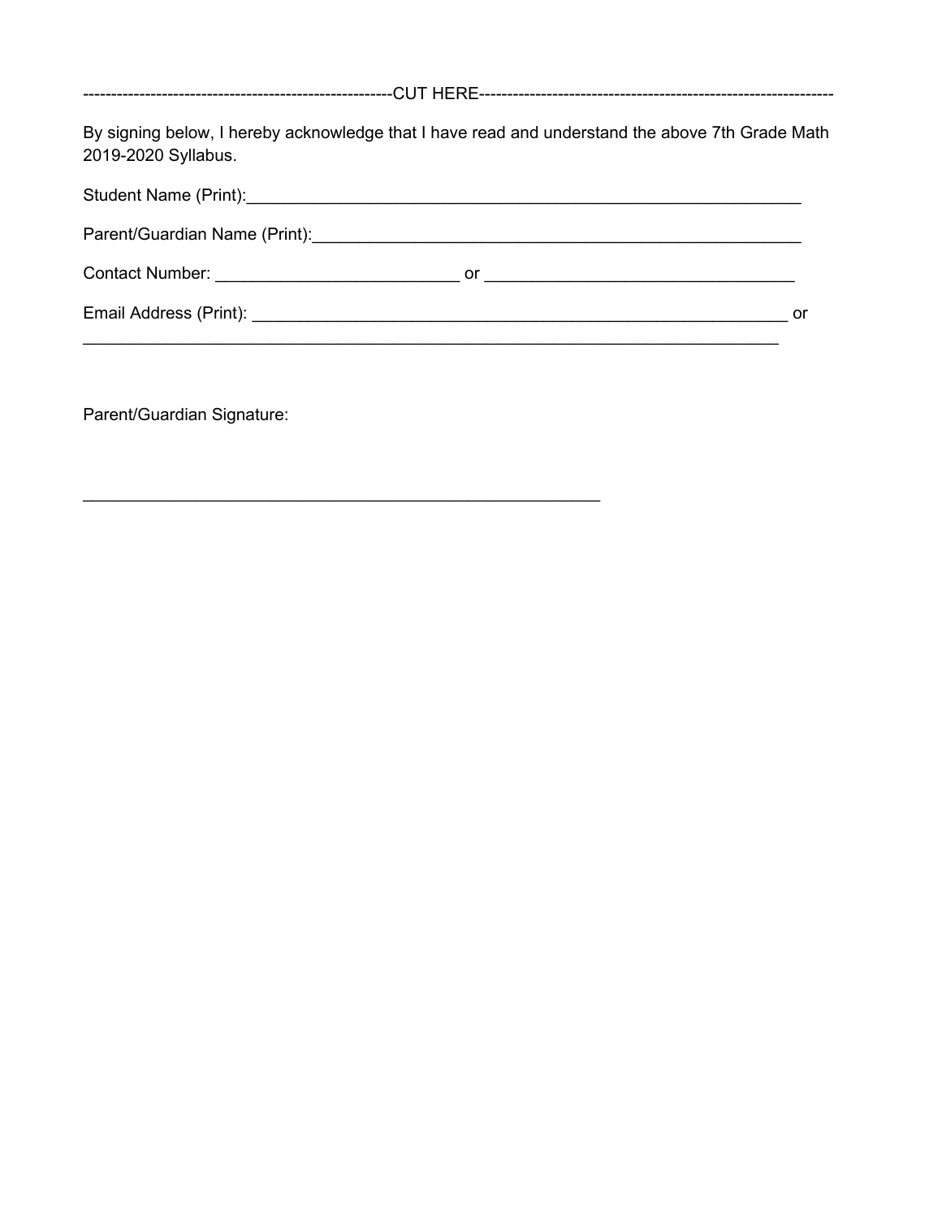------------------------------------------------------CUT HERE--------------------------------------------------------------

By signing below, I hereby acknowledge that I have read and understand the above 7th Grade Math 2019-2020 Syllabus.

Student Name (Print):_______________________________________________________________

Parent/Guardian Name (Print):________________________________________________________

Contact Number: __________________________ or _________________________________

Email Address (Print): ______________________________________________________ or

___________________________________________________________________________

Parent/Guardian Signature:

________________________________________________________